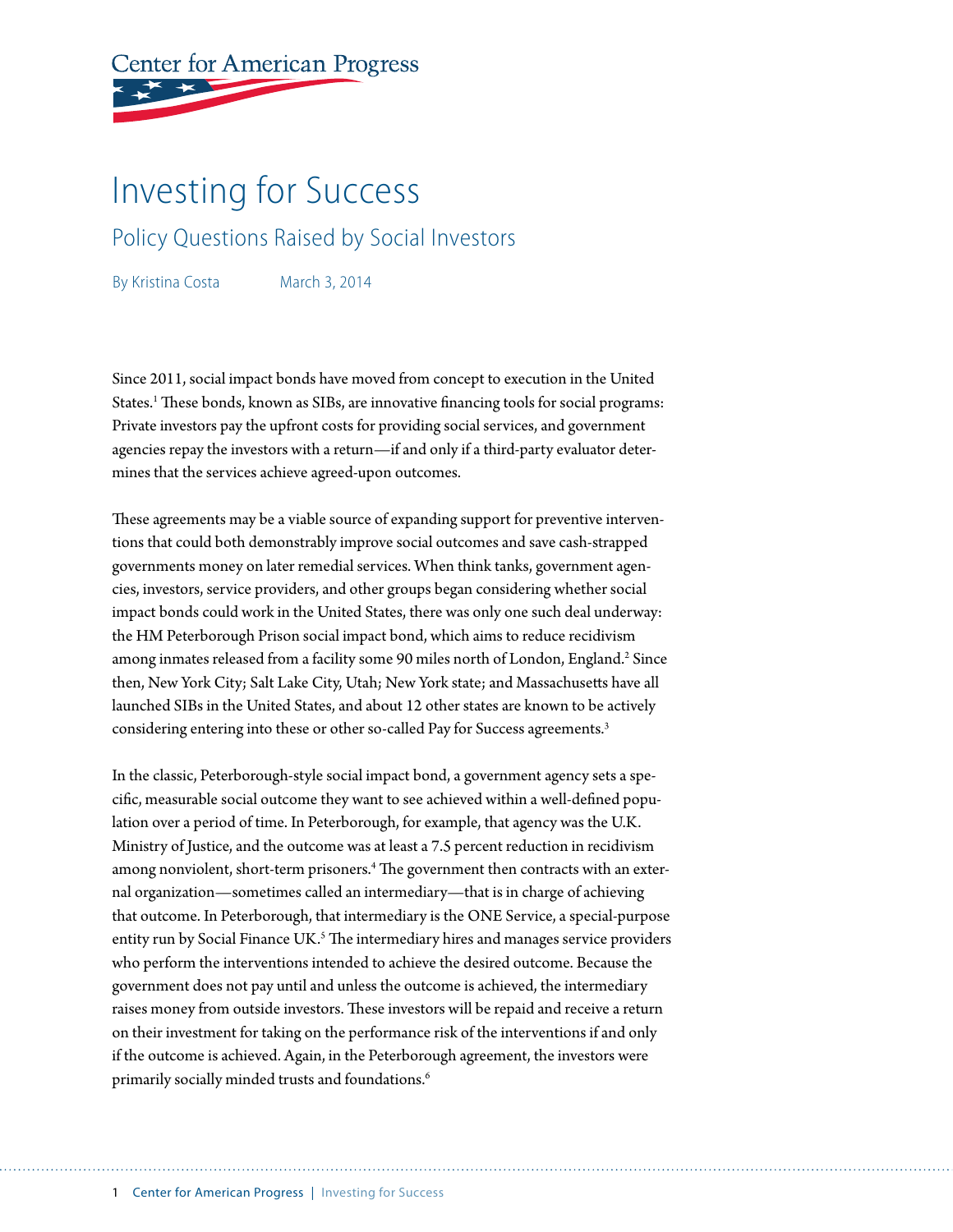Center for American Progress

# Investing for Success

## Policy Questions Raised by Social Investors

By Kristina Costa March 3, 2014

Since 2011, social impact bonds have moved from concept to execution in the United States.[1] These bonds, known as SIBs, are innovative financing tools for social programs: Private investors pay the upfront costs for providing social services, and government agencies repay the investors with a return—if and only if a third-party evaluator determines that the services achieve agreed-upon outcomes.

These agreements may be a viable source of expanding support for preventive interventions that could both demonstrably improve social outcomes and save cash-strapped governments money on later remedial services. When think tanks, government agencies, investors, service providers, and other groups began considering whether social impact bonds could work in the United States, there was only one such deal underway: the HM Peterborough Prison social impact bond, which aims to reduce recidivism among inmates released from a facility some 90 miles north of London, England.[2] Since then, New York City; Salt Lake City, Utah; New York state; and Massachusetts have all launched SIBs in the United States, and about 12 other states are known to be actively considering entering into these or other so-called Pay for Success agreements.[3]

In the classic, Peterborough-style social impact bond, a government agency sets a specific, measurable social outcome they want to see achieved within a well-defined population over a period of time. In Peterborough, for example, that agency was the U.K. Ministry of Justice, and the outcome was at least a 7.5 percent reduction in recidivism among nonviolent, short-term prisoners.[4] The government then contracts with an external organization—sometimes called an intermediary—that is in charge of achieving that outcome. In Peterborough, that intermediary is the ONE Service, a special-purpose entity run by Social Finance UK.[5] The intermediary hires and manages service providers who perform the interventions intended to achieve the desired outcome. Because the government does not pay until and unless the outcome is achieved, the intermediary raises money from outside investors. These investors will be repaid and receive a return on their investment for taking on the performance risk of the interventions if and only if the outcome is achieved. Again, in the Peterborough agreement, the investors were primarily socially minded trusts and foundations.[6]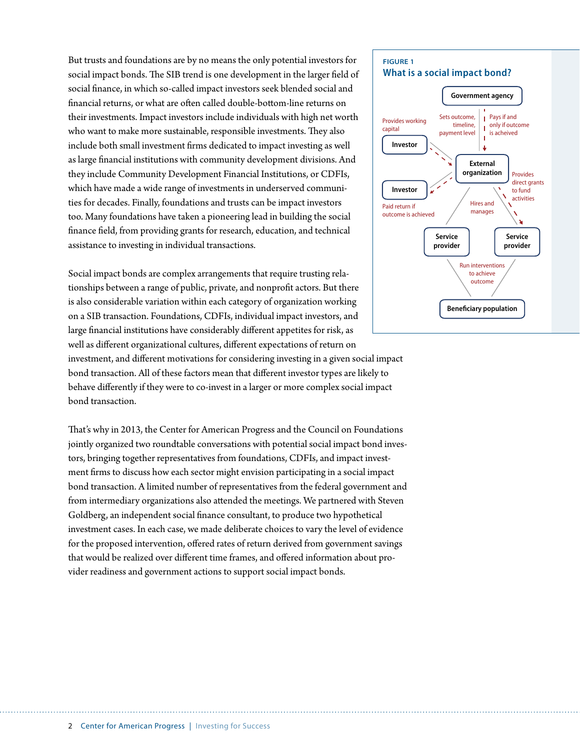But trusts and foundations are by no means the only potential investors for social impact bonds. The SIB trend is one development in the larger field of social finance, in which so-called impact investors seek blended social and financial returns, or what are often called double-bottom-line returns on their investments. Impact investors include individuals with high net worth who want to make more sustainable, responsible investments. They also include both small investment firms dedicated to impact investing as well as large financial institutions with community development divisions. And they include Community Development Financial Institutions, or CDFIs, which have made a wide range of investments in underserved communities for decades. Finally, foundations and trusts can be impact investors too. Many foundations have taken a pioneering lead in building the social finance field, from providing grants for research, education, and technical assistance to investing in individual transactions.

Social impact bonds are complex arrangements that require trusting relationships between a range of public, private, and nonprofit actors. But there is also considerable variation within each category of organization working on a SIB transaction. Foundations, CDFIs, individual impact investors, and large financial institutions have considerably different appetites for risk, as well as different organizational cultures, different expectations of return on investment, and different motivations for considering investing in a given social impact bond transaction. All of these factors mean that different investor types are likely to behave differently if they were to co-invest in a larger or more complex social impact bond transaction.

That's why in 2013, the Center for American Progress and the Council on Foundations jointly organized two roundtable conversations with potential social impact bond investors, bringing together representatives from foundations, CDFIs, and impact investment firms to discuss how each sector might envision participating in a social impact bond transaction. A limited number of representatives from the federal government and from intermediary organizations also attended the meetings. We partnered with Steven Goldberg, an independent social finance consultant, to produce two hypothetical investment cases. In each case, we made deliberate choices to vary the level of evidence for the proposed intervention, offered rates of return derived from government savings that would be realized over different time frames, and offered information about provider readiness and government actions to support social impact bonds.

**FIGURE 1**

**What is a social impact bond?**

Government agency

Sets outcome, timeline, payment level

Pays if and only if outcome is acheived

Provides working capital

Investor

External organization

Investor

Paid return if outcome is achieved

Provides direct grants to fund activities

Hires and manages

Service provider

Service provider

Run interventions to achieve outcome

Beneficiary population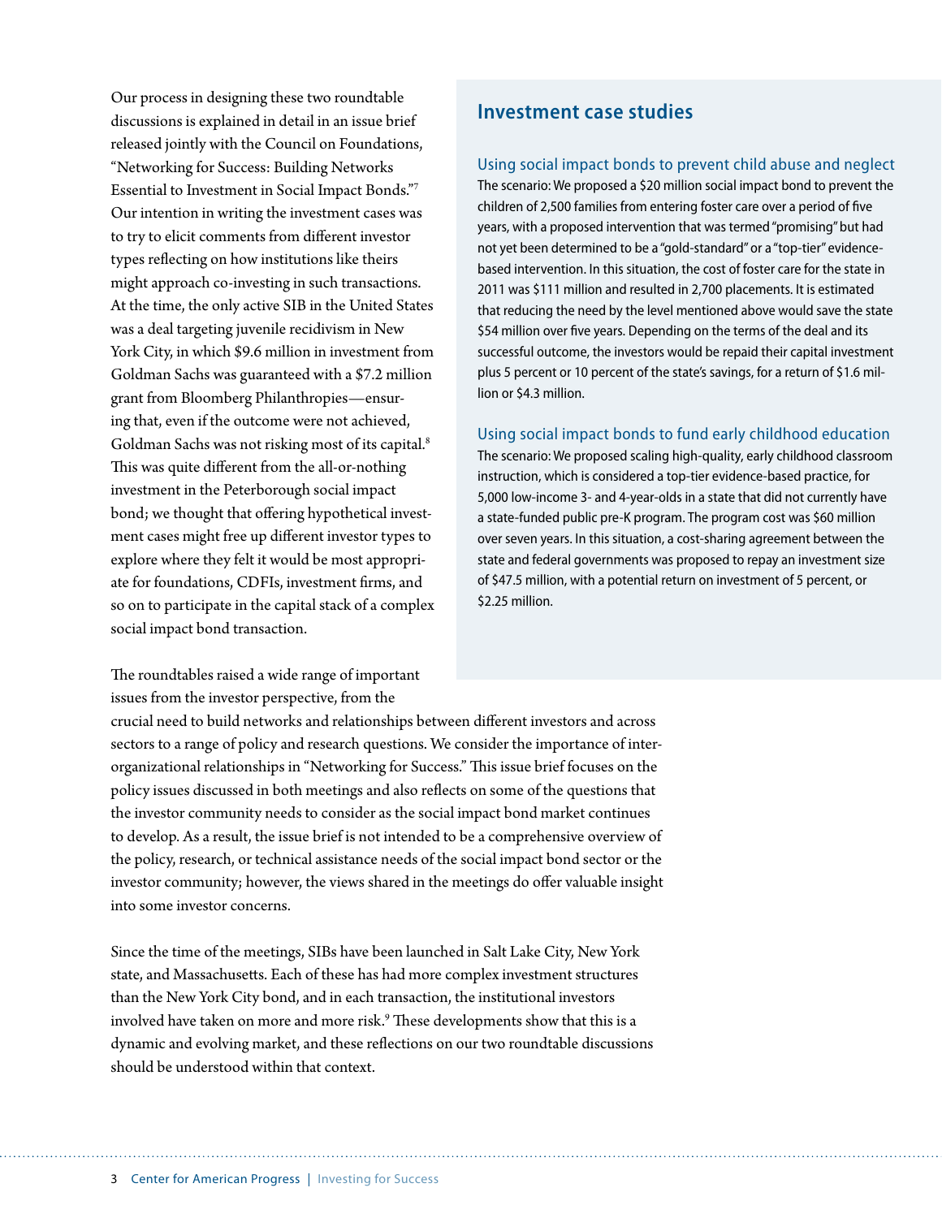Our process in designing these two roundtable discussions is explained in detail in an issue brief released jointly with the Council on Foundations, "Networking for Success: Building Networks Essential to Investment in Social Impact Bonds."[7] Our intention in writing the investment cases was to try to elicit comments from different investor types reflecting on how institutions like theirs might approach co-investing in such transactions. At the time, the only active SIB in the United States was a deal targeting juvenile recidivism in New York City, in which $9.6 million in investment from Goldman Sachs was guaranteed with a $7.2 million grant from Bloomberg Philanthropies—ensuring that, even if the outcome were not achieved, Goldman Sachs was not risking most of its capital.[8] This was quite different from the all-or-nothing investment in the Peterborough social impact bond; we thought that offering hypothetical investment cases might free up different investor types to explore where they felt it would be most appropriate for foundations, CDFIs, investment firms, and so on to participate in the capital stack of a complex social impact bond transaction.

## Investment case studies

### Using social impact bonds to prevent child abuse and neglect

The scenario: We proposed a $20 million social impact bond to prevent the children of 2,500 families from entering foster care over a period of five years, with a proposed intervention that was termed "promising" but had not yet been determined to be a "gold-standard" or a "top-tier" evidence-based intervention. In this situation, the cost of foster care for the state in 2011 was $111 million and resulted in 2,700 placements. It is estimated that reducing the need by the level mentioned above would save the state $54 million over five years. Depending on the terms of the deal and its successful outcome, the investors would be repaid their capital investment plus 5 percent or 10 percent of the state's savings, for a return of $1.6 million or $4.3 million.

### Using social impact bonds to fund early childhood education

The scenario: We proposed scaling high-quality, early childhood classroom instruction, which is considered a top-tier evidence-based practice, for 5,000 low-income 3- and 4-year-olds in a state that did not currently have a state-funded public pre-K program. The program cost was $60 million over seven years. In this situation, a cost-sharing agreement between the state and federal governments was proposed to repay an investment size of $47.5 million, with a potential return on investment of 5 percent, or $2.25 million.

The roundtables raised a wide range of important issues from the investor perspective, from the crucial need to build networks and relationships between different investors and across sectors to a range of policy and research questions. We consider the importance of inter-organizational relationships in "Networking for Success." This issue brief focuses on the policy issues discussed in both meetings and also reflects on some of the questions that the investor community needs to consider as the social impact bond market continues to develop. As a result, the issue brief is not intended to be a comprehensive overview of the policy, research, or technical assistance needs of the social impact bond sector or the investor community; however, the views shared in the meetings do offer valuable insight into some investor concerns.

Since the time of the meetings, SIBs have been launched in Salt Lake City, New York state, and Massachusetts. Each of these has had more complex investment structures than the New York City bond, and in each transaction, the institutional investors involved have taken on more and more risk.[9] These developments show that this is a dynamic and evolving market, and these reflections on our two roundtable discussions should be understood within that context.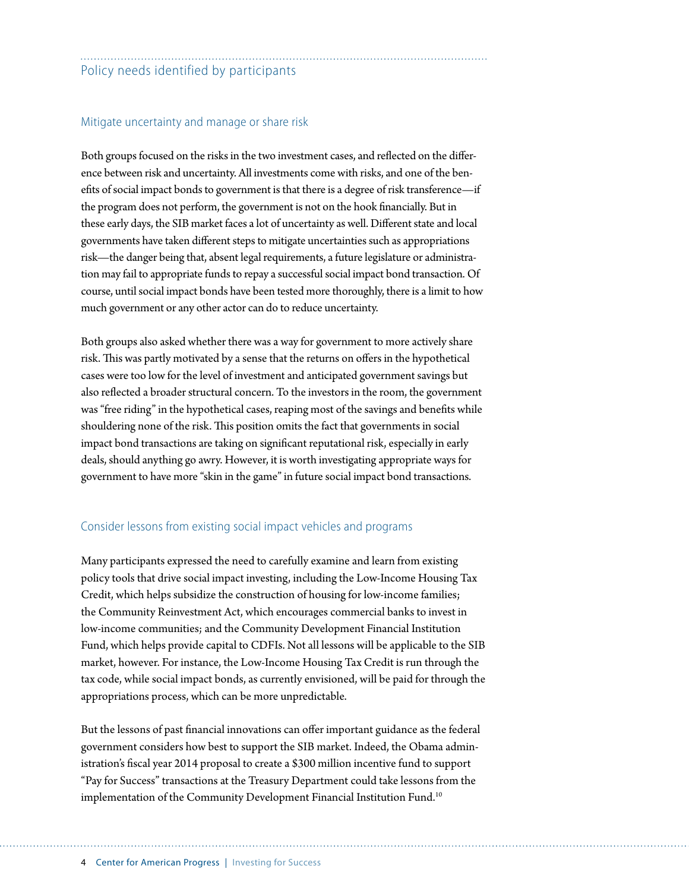## Policy needs identified by participants

### Mitigate uncertainty and manage or share risk

Both groups focused on the risks in the two investment cases, and reflected on the difference between risk and uncertainty. All investments come with risks, and one of the benefits of social impact bonds to government is that there is a degree of risk transference—if the program does not perform, the government is not on the hook financially. But in these early days, the SIB market faces a lot of uncertainty as well. Different state and local governments have taken different steps to mitigate uncertainties such as appropriations risk—the danger being that, absent legal requirements, a future legislature or administration may fail to appropriate funds to repay a successful social impact bond transaction. Of course, until social impact bonds have been tested more thoroughly, there is a limit to how much government or any other actor can do to reduce uncertainty.

Both groups also asked whether there was a way for government to more actively share risk. This was partly motivated by a sense that the returns on offers in the hypothetical cases were too low for the level of investment and anticipated government savings but also reflected a broader structural concern. To the investors in the room, the government was "free riding" in the hypothetical cases, reaping most of the savings and benefits while shouldering none of the risk. This position omits the fact that governments in social impact bond transactions are taking on significant reputational risk, especially in early deals, should anything go awry. However, it is worth investigating appropriate ways for government to have more "skin in the game" in future social impact bond transactions.

### Consider lessons from existing social impact vehicles and programs

Many participants expressed the need to carefully examine and learn from existing policy tools that drive social impact investing, including the Low-Income Housing Tax Credit, which helps subsidize the construction of housing for low-income families; the Community Reinvestment Act, which encourages commercial banks to invest in low-income communities; and the Community Development Financial Institution Fund, which helps provide capital to CDFIs. Not all lessons will be applicable to the SIB market, however. For instance, the Low-Income Housing Tax Credit is run through the tax code, while social impact bonds, as currently envisioned, will be paid for through the appropriations process, which can be more unpredictable.

But the lessons of past financial innovations can offer important guidance as the federal government considers how best to support the SIB market. Indeed, the Obama administration's fiscal year 2014 proposal to create a $300 million incentive fund to support "Pay for Success" transactions at the Treasury Department could take lessons from the implementation of the Community Development Financial Institution Fund.[10]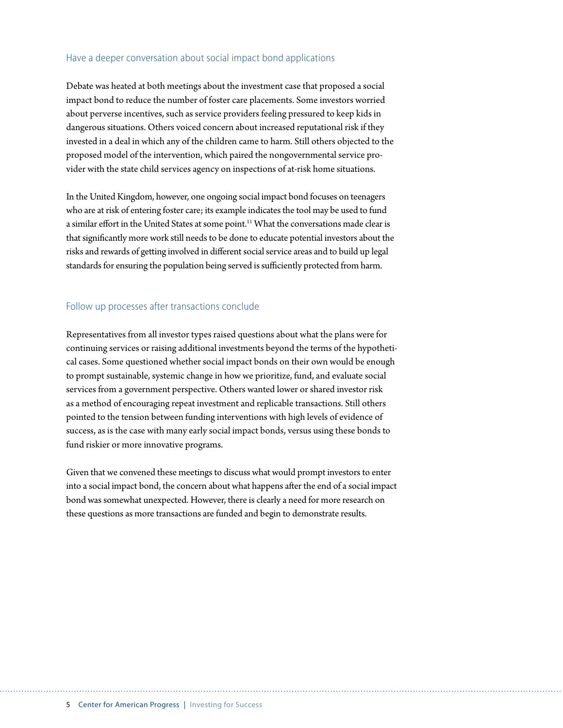## Have a deeper conversation about social impact bond applications

Debate was heated at both meetings about the investment case that proposed a social impact bond to reduce the number of foster care placements. Some investors worried about perverse incentives, such as service providers feeling pressured to keep kids in dangerous situations. Others voiced concern about increased reputational risk if they invested in a deal in which any of the children came to harm. Still others objected to the proposed model of the intervention, which paired the nongovernmental service provider with the state child services agency on inspections of at-risk home situations.

In the United Kingdom, however, one ongoing social impact bond focuses on teenagers who are at risk of entering foster care; its example indicates the tool may be used to fund a similar effort in the United States at some point.[11] What the conversations made clear is that significantly more work still needs to be done to educate potential investors about the risks and rewards of getting involved in different social service areas and to build up legal standards for ensuring the population being served is sufficiently protected from harm.

## Follow up processes after transactions conclude

Representatives from all investor types raised questions about what the plans were for continuing services or raising additional investments beyond the terms of the hypothetical cases. Some questioned whether social impact bonds on their own would be enough to prompt sustainable, systemic change in how we prioritize, fund, and evaluate social services from a government perspective. Others wanted lower or shared investor risk as a method of encouraging repeat investment and replicable transactions. Still others pointed to the tension between funding interventions with high levels of evidence of success, as is the case with many early social impact bonds, versus using these bonds to fund riskier or more innovative programs.

Given that we convened these meetings to discuss what would prompt investors to enter into a social impact bond, the concern about what happens after the end of a social impact bond was somewhat unexpected. However, there is clearly a need for more research on these questions as more transactions are funded and begin to demonstrate results.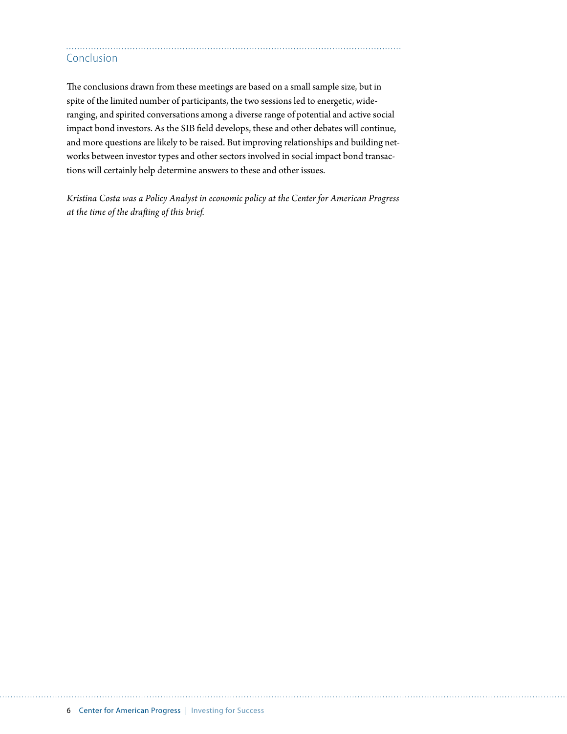## Conclusion

The conclusions drawn from these meetings are based on a small sample size, but in spite of the limited number of participants, the two sessions led to energetic, wide-ranging, and spirited conversations among a diverse range of potential and active social impact bond investors. As the SIB field develops, these and other debates will continue, and more questions are likely to be raised. But improving relationships and building networks between investor types and other sectors involved in social impact bond transactions will certainly help determine answers to these and other issues.

*Kristina Costa was a Policy Analyst in economic policy at the Center for American Progress at the time of the drafting of this brief.*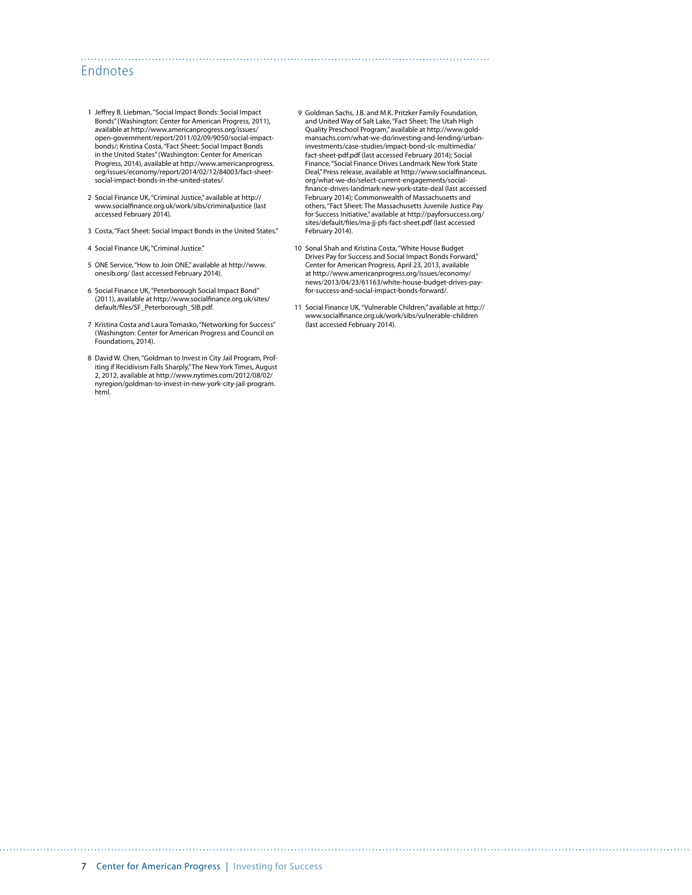## Endnotes

1 Jeffrey B. Liebman, "Social Impact Bonds: Social Impact Bonds" (Washington: Center for American Progress, 2011), available at http://www.americanprogress.org/issues/open-government/report/2011/02/09/9050/social-impact-bonds/; Kristina Costa, "Fact Sheet: Social Impact Bonds in the United States" (Washington: Center for American Progress, 2014), available at http://www.americanprogress.org/issues/economy/report/2014/02/12/84003/fact-sheet-social-impact-bonds-in-the-united-states/.

2 Social Finance UK, "Criminal Justice," available at http://www.socialfinance.org.uk/work/sibs/criminaljustice (last accessed February 2014).

3 Costa, "Fact Sheet: Social Impact Bonds in the United States."

4 Social Finance UK, "Criminal Justice."

5 ONE Service, "How to Join ONE," available at http://www.onesib.org/ (last accessed February 2014).

6 Social Finance UK, "Peterborough Social Impact Bond" (2011), available at http://www.socialfinance.org.uk/sites/default/files/SF_Peterborough_SIB.pdf.

7 Kristina Costa and Laura Tomasko, "Networking for Success" (Washington: Center for American Progress and Council on Foundations, 2014).

8 David W. Chen, "Goldman to Invest in City Jail Program, Profiting if Recidivism Falls Sharply," The New York Times, August 2, 2012, available at http://www.nytimes.com/2012/08/02/nyregion/goldman-to-invest-in-new-york-city-jail-program.html.

9 Goldman Sachs, J.B. and M.K. Pritzker Family Foundation, and United Way of Salt Lake, "Fact Sheet: The Utah High Quality Preschool Program," available at http://www.goldmansachs.com/what-we-do/investing-and-lending/urban-investments/case-studies/impact-bond-slc-multimedia/fact-sheet-pdf.pdf (last accessed February 2014); Social Finance, "Social Finance Drives Landmark New York State Deal," Press release, available at http://www.socialfinanceus.org/what-we-do/select-current-engagements/social-finance-drives-landmark-new-york-state-deal (last accessed February 2014); Commonwealth of Massachusetts and others, "Fact Sheet: The Massachusetts Juvenile Justice Pay for Success Initiative," available at http://payforsuccess.org/sites/default/files/ma-jj-pfs-fact-sheet.pdf (last accessed February 2014).

10 Sonal Shah and Kristina Costa, "White House Budget Drives Pay for Success and Social Impact Bonds Forward," Center for American Progress, April 23, 2013, available at http://www.americanprogress.org/issues/economy/news/2013/04/23/61163/white-house-budget-drives-pay-for-success-and-social-impact-bonds-forward/.

11 Social Finance UK, "Vulnerable Children," available at http://www.socialfinance.org.uk/work/sibs/vulnerable-children (last accessed February 2014).